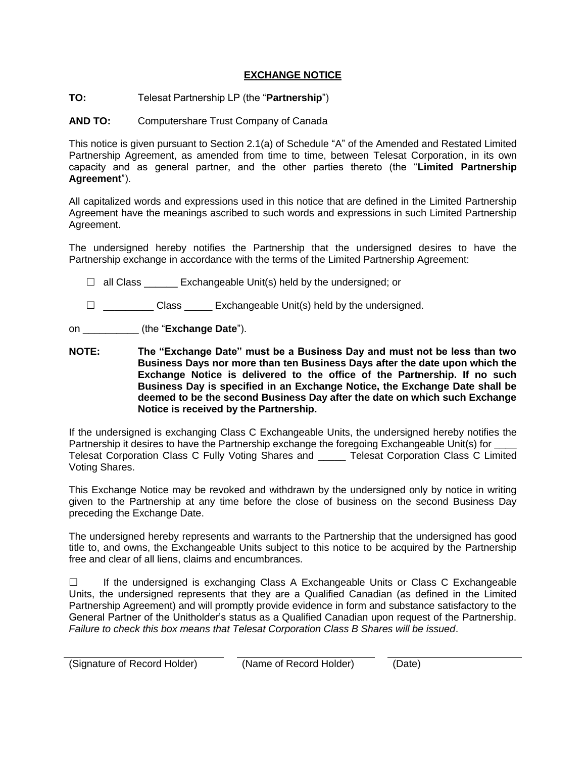# EXCHANGE NOTICE

**TO:** Telesat Partnership LP (the "**Partnership**")

**AND TO:** Computershare Trust Company of Canada

This notice is given pursuant to Section 2.1(a) of Schedule "A" of the Amended and Restated Limited Partnership Agreement, as amended from time to time, between Telesat Corporation, in its own capacity and as general partner, and the other parties thereto (the "**Limited Partnership Agreement**").

All capitalized words and expressions used in this notice that are defined in the Limited Partnership Agreement have the meanings ascribed to such words and expressions in such Limited Partnership Agreement.

The undersigned hereby notifies the Partnership that the undersigned desires to have the Partnership exchange in accordance with the terms of the Limited Partnership Agreement:

☐ all Class ______ Exchangeable Unit(s) held by the undersigned; or

☐ _________ Class _____ Exchangeable Unit(s) held by the undersigned.

on __________ (the "**Exchange Date**").

**NOTE: The "Exchange Date" must be a Business Day and must not be less than two Business Days nor more than ten Business Days after the date upon which the Exchange Notice is delivered to the office of the Partnership. If no such Business Day is specified in an Exchange Notice, the Exchange Date shall be deemed to be the second Business Day after the date on which such Exchange Notice is received by the Partnership.**

If the undersigned is exchanging Class C Exchangeable Units, the undersigned hereby notifies the Partnership it desires to have the Partnership exchange the foregoing Exchangeable Unit(s) for ____ Telesat Corporation Class C Fully Voting Shares and _____ Telesat Corporation Class C Limited Voting Shares.

This Exchange Notice may be revoked and withdrawn by the undersigned only by notice in writing given to the Partnership at any time before the close of business on the second Business Day preceding the Exchange Date.

The undersigned hereby represents and warrants to the Partnership that the undersigned has good title to, and owns, the Exchangeable Units subject to this notice to be acquired by the Partnership free and clear of all liens, claims and encumbrances.

☐ If the undersigned is exchanging Class A Exchangeable Units or Class C Exchangeable Units, the undersigned represents that they are a Qualified Canadian (as defined in the Limited Partnership Agreement) and will promptly provide evidence in form and substance satisfactory to the General Partner of the Unitholder's status as a Qualified Canadian upon request of the Partnership. *Failure to check this box means that Telesat Corporation Class B Shares will be issued*.

| _________________________ | _________________________ | _________________________ |
|---|---|---|
| (Signature of Record Holder) | (Name of Record Holder) | (Date) |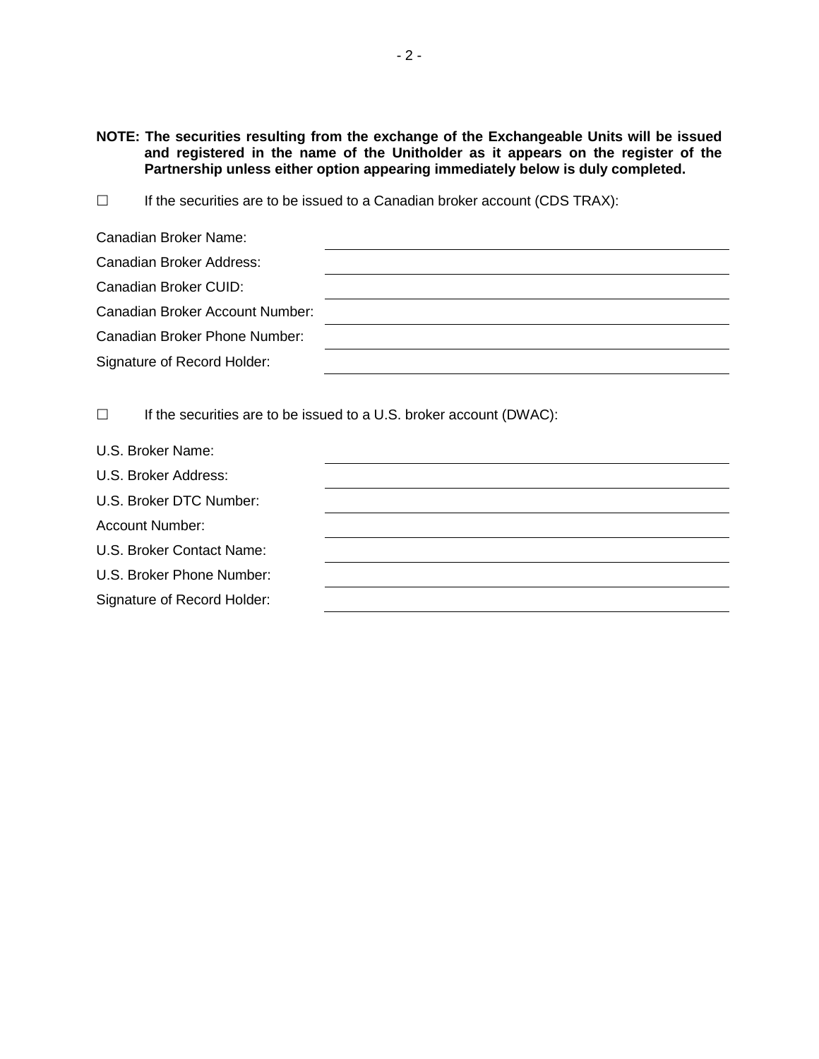**NOTE: The securities resulting from the exchange of the Exchangeable Units will be issued and registered in the name of the Unitholder as it appears on the register of the Partnership unless either option appearing immediately below is duly completed.**

☐ If the securities are to be issued to a Canadian broker account (CDS TRAX):

Canadian Broker Name: ______________________________

Canadian Broker Address: ______________________________

Canadian Broker CUID: ______________________________

Canadian Broker Account Number: ______________________________

Canadian Broker Phone Number: ______________________________

Signature of Record Holder: ______________________________

☐ If the securities are to be issued to a U.S. broker account (DWAC):

U.S. Broker Name: ______________________________

U.S. Broker Address: ______________________________

U.S. Broker DTC Number: ______________________________

Account Number: ______________________________

U.S. Broker Contact Name: ______________________________

U.S. Broker Phone Number: ______________________________

Signature of Record Holder: ______________________________